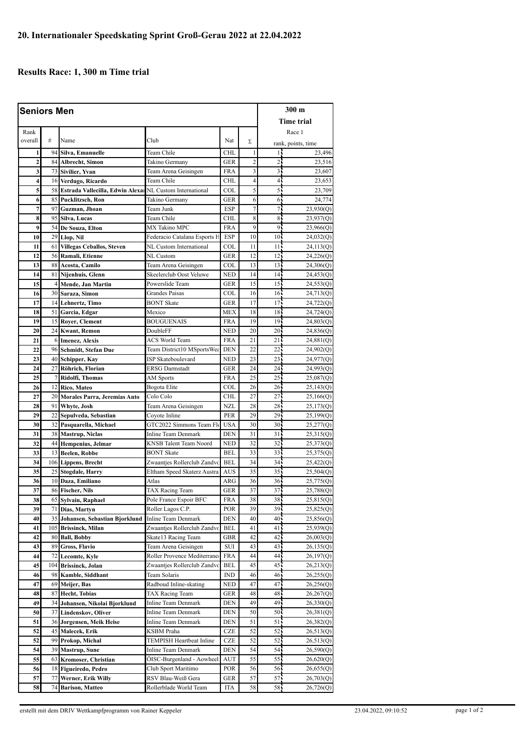# 20. Internationaler Speedskating Sprint Groß-Gerau 2022 at 22.04.2022

## Results Race: 1, 300 m Time trial

| Seniors Men | | | | | | 300 m Time trial Race 1 | |
|---|---|---|---|---|---|---|---|
| Rank overall | # | Name | Club | Nat | Σ | rank, points, time | |
| 1 | 94 | Silva, Emanuelle | Team Chile | CHL | 1 | 1 | 23,496 |
| 2 | 84 | Albrecht, Simon | Takino Germany | GER | 2 | 2 | 23,516 |
| 3 | 73 | Sivilier, Yvan | Team Arena Geisingen | FRA | 3 | 3 | 23,607 |
| 4 | 16 | Verdugo, Ricardo | Team Chile | CHL | 4 | 4 | 23,653 |
| 5 | 58 | Estrada Vallecilla, Edwin Alexa | NL Custom International | COL | 5 | 5 | 23,709 |
| 6 | 85 | Pucklitzsch, Ron | Takino Germany | GER | 6 | 6 | 24,774 |
| 7 | 97 | Guzman, Jhoan | Team Junk | ESP | 7 | 7 | 23,930(Q) |
| 8 | 95 | Silva, Lucas | Team Chile | CHL | 8 | 8 | 23,937(Q) |
| 9 | 54 | De Souza, Elton | MX Takino MPC | FRA | 9 | 9 | 23,966(Q) |
| 10 | 29 | Llop, Nil | Federacio Catalana Esports H | ESP | 10 | 10 | 24,032(Q) |
| 11 | 61 | Villegas Ceballos, Steven | NL Custom International | COL | 11 | 11 | 24,113(Q) |
| 12 | 56 | Ramali, Etienne | NL Custom | GER | 12 | 12 | 24,226(Q) |
| 13 | 88 | Acosta, Camilo | Team Arena Geisingen | COL | 13 | 13 | 24,306(Q) |
| 14 | 81 | Nijenhuis, Glenn | Skeelerclub Oost Veluwe | NED | 14 | 14 | 24,453(Q) |
| 15 | 4 | Mende, Jan Martin | Powerslide Team | GER | 15 | 15 | 24,553(Q) |
| 16 | 30 | Saraza, Simon | Grandes Paisas | COL | 16 | 16 | 24,713(Q) |
| 17 | 14 | Lehnertz, Timo | BONT Skate | GER | 17 | 17 | 24,722(Q) |
| 18 | 51 | Garcia, Edgar | Mexico | MEX | 18 | 18 | 24,724(Q) |
| 19 | 15 | Royer, Clement | BOUGUENAIS | FRA | 19 | 19 | 24,803(Q) |
| 20 | 24 | Kwant, Remon | DoubleFF | NED | 20 | 20 | 24,836(Q) |
| 21 | 6 | Imenez, Alexis | ACS World Team | FRA | 21 | 21 | 24,881(Q) |
| 22 | 96 | Schmidt, Stefan Due | Team District10 MSportsWea | DEN | 22 | 22 | 24,902(Q) |
| 23 | 40 | Schipper, Kay | ISP Skateboulevard | NED | 23 | 23 | 24,977(Q) |
| 24 | 27 | Röhrich, Florian | ERSG Darmstadt | GER | 24 | 24 | 24,993(Q) |
| 25 | 7 | Ridolfi, Thomas | AM Sports | FRA | 25 | 25 | 25,087(Q) |
| 26 | 12 | Rico, Mateo | Bogota Elite | COL | 26 | 26 | 25,143(Q) |
| 27 | 20 | Morales Parra, Jeremias Anto | Colo Colo | CHL | 27 | 27 | 25,166(Q) |
| 28 | 91 | Whyte, Josh | Team Arena Geisingen | NZL | 28 | 28 | 25,173(Q) |
| 29 | 22 | Sepulveda, Sebastian | Coyote Inline | PER | 29 | 29 | 25,199(Q) |
| 30 | 32 | Pasquarella, Michael | GTC2022 Simmons Team Flo | USA | 30 | 30 | 25,277(Q) |
| 31 | 38 | Mastrup, Niclas | Inline Team Denmark | DEN | 31 | 31 | 25,315(Q) |
| 32 | 44 | Hempenius, Jelmar | KNSB Talent Team Noord | NED | 32 | 32 | 25,373(Q) |
| 33 | 13 | Beelen, Robbe | BONT Skate | BEL | 33 | 33 | 25,375(Q) |
| 34 | 106 | Lippens, Brecht | Zwaantjes Rollerclub Zandvo | BEL | 34 | 34 | 25,422(Q) |
| 35 | 25 | Stogdale, Harry | Eltham Speed Skaterz Austra | AUS | 35 | 35 | 25,504(Q) |
| 36 | 10 | Daza, Emiliano | Atlas | ARG | 36 | 36 | 25,775(Q) |
| 37 | 86 | Fischer, Nils | TAX Racing Team | GER | 37 | 37 | 25,788(Q) |
| 38 | 65 | Sylvain, Raphael | Pole France Espoir BFC | FRA | 38 | 38 | 25,815(Q) |
| 39 | 71 | Dias, Martyn | Roller Lagos C.P. | POR | 39 | 39 | 25,825(Q) |
| 40 | 35 | Johansen, Sebastian Bjorklund | Inline Team Denmark | DEN | 40 | 40 | 25,856(Q) |
| 41 | 105 | Brissinck, Milan | Zwaantjes Rollerclub Zandvo | BEL | 41 | 41 | 25,939(Q) |
| 42 | 80 | Ball, Bobby | Skate13 Racing Team | GBR | 42 | 42 | 26,003(Q) |
| 43 | 89 | Gross, Flavio | Team Arena Geisingen | SUI | 43 | 43 | 26,135(Q) |
| 44 | 72 | Lecomte, Kyle | Roller Provence Mediterrane | FRA | 44 | 44 | 26,197(Q) |
| 45 | 104 | Brissinck, Jolan | Zwaantjes Rollerclub Zandvo | BEL | 45 | 45 | 26,213(Q) |
| 46 | 98 | Kamble, Siddhant | Team Solaris | IND | 46 | 46 | 26,255(Q) |
| 47 | 69 | Meijer, Bas | Radboud Inline-skating | NED | 47 | 47 | 26,256(Q) |
| 48 | 87 | Hecht, Tobias | TAX Racing Team | GER | 48 | 48 | 26,267(Q) |
| 49 | 34 | Johansen, Nikolai Bjorklund | Inline Team Denmark | DEN | 49 | 49 | 26,330(Q) |
| 50 | 37 | Lindenskov, Oliver | Inline Team Denmark | DEN | 50 | 50 | 26,381(Q) |
| 51 | 36 | Jorgensen, Meik Heise | Inline Team Denmark | DEN | 51 | 51 | 26,382(Q) |
| 52 | 45 | Malecek, Erik | KSBM Praha | CZE | 52 | 52 | 26,513(Q) |
| 52 | 99 | Prokop, Michal | TEMPISH Heartbeat Inline | CZE | 52 | 52 | 26,513(Q) |
| 54 | 39 | Mastrup, Sune | Inline Team Denmark | DEN | 54 | 54 | 26,590(Q) |
| 55 | 63 | Kromoser, Christian | ÖISC-Burgenland - Aowheel | AUT | 55 | 55 | 26,620(Q) |
| 56 | 18 | Figueiredo, Pedro | Club Sport Maritimo | POR | 56 | 56 | 26,655(Q) |
| 57 | 77 | Werner, Erik Willy | RSV Blau-Weiß Gera | GER | 57 | 57 | 26,703(Q) |
| 58 | 74 | Barison, Matteo | Rollerblade World Team | ITA | 58 | 58 | 26,726(Q) |

erstellt mit dem DRIV Wettkampfprogramm von Rainer Keppeler    23.04.2022, 09:10:52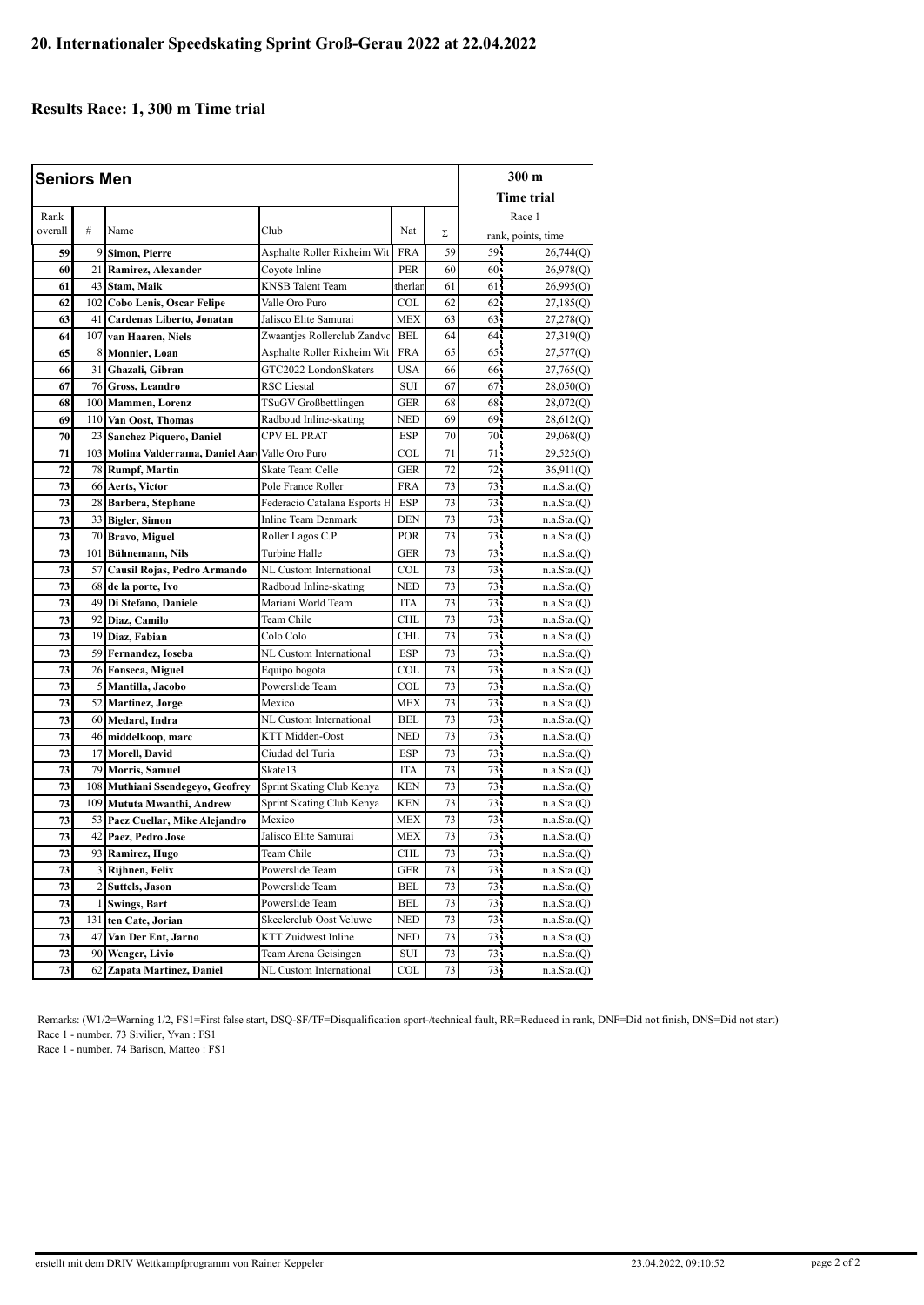## 20. Internationaler Speedskating Sprint Groß-Gerau 2022 at 22.04.2022

## Results Race: 1, 300 m Time trial

| Seniors Men | | | | | | 300 m Time trial | |
|---|---|---|---|---|---|---|---|
| Rank overall | # | Name | Club | Nat | Σ | Race 1 rank, points, time | |
| 59 | 9 | **Simon, Pierre** | Asphalte Roller Rixheim Wit | FRA | 59 | 59 | 26,744(Q) |
| 60 | 21 | **Ramirez, Alexander** | Coyote Inline | PER | 60 | 60 | 26,978(Q) |
| 61 | 43 | **Stam, Maik** | KNSB Talent Team | therlar | 61 | 61 | 26,995(Q) |
| 62 | 102 | **Cobo Lenis, Oscar Felipe** | Valle Oro Puro | COL | 62 | 62 | 27,185(Q) |
| 63 | 41 | **Cardenas Liberto, Jonatan** | Jalisco Elite Samurai | MEX | 63 | 63 | 27,278(Q) |
| 64 | 107 | **van Haaren, Niels** | Zwaantjes Rollerclub Zandvc | BEL | 64 | 64 | 27,319(Q) |
| 65 | 8 | **Monnier, Loan** | Asphalte Roller Rixheim Wit | FRA | 65 | 65 | 27,577(Q) |
| 66 | 31 | **Ghazali, Gibran** | GTC2022 LondonSkaters | USA | 66 | 66 | 27,765(Q) |
| 67 | 76 | **Gross, Leandro** | RSC Liestal | SUI | 67 | 67 | 28,050(Q) |
| 68 | 100 | **Mammen, Lorenz** | TSuGV Großbettlingen | GER | 68 | 68 | 28,072(Q) |
| 69 | 110 | **Van Oost, Thomas** | Radboud Inline-skating | NED | 69 | 69 | 28,612(Q) |
| 70 | 23 | **Sanchez Piquero, Daniel** | CPV EL PRAT | ESP | 70 | 70 | 29,068(Q) |
| 71 | 103 | **Molina Valderrama, Daniel Aar** | Valle Oro Puro | COL | 71 | 71 | 29,525(Q) |
| 72 | 78 | **Rumpf, Martin** | Skate Team Celle | GER | 72 | 72 | 36,911(Q) |
| 73 | 66 | **Aerts, Victor** | Pole France Roller | FRA | 73 | 73 | n.a.Sta.(Q) |
| 73 | 28 | **Barbera, Stephane** | Federacio Catalana Esports H | ESP | 73 | 73 | n.a.Sta.(Q) |
| 73 | 33 | **Bigler, Simon** | Inline Team Denmark | DEN | 73 | 73 | n.a.Sta.(Q) |
| 73 | 70 | **Bravo, Miguel** | Roller Lagos C.P. | POR | 73 | 73 | n.a.Sta.(Q) |
| 73 | 101 | **Bühnemann, Nils** | Turbine Halle | GER | 73 | 73 | n.a.Sta.(Q) |
| 73 | 57 | **Causil Rojas, Pedro Armando** | NL Custom International | COL | 73 | 73 | n.a.Sta.(Q) |
| 73 | 68 | **de la porte, Ivo** | Radboud Inline-skating | NED | 73 | 73 | n.a.Sta.(Q) |
| 73 | 49 | **Di Stefano, Daniele** | Mariani World Team | ITA | 73 | 73 | n.a.Sta.(Q) |
| 73 | 92 | **Diaz, Camilo** | Team Chile | CHL | 73 | 73 | n.a.Sta.(Q) |
| 73 | 19 | **Diaz, Fabian** | Colo Colo | CHL | 73 | 73 | n.a.Sta.(Q) |
| 73 | 59 | **Fernandez, Ioseba** | NL Custom International | ESP | 73 | 73 | n.a.Sta.(Q) |
| 73 | 26 | **Fonseca, Miguel** | Equipo bogota | COL | 73 | 73 | n.a.Sta.(Q) |
| 73 | 5 | **Mantilla, Jacobo** | Powerslide Team | COL | 73 | 73 | n.a.Sta.(Q) |
| 73 | 52 | **Martinez, Jorge** | Mexico | MEX | 73 | 73 | n.a.Sta.(Q) |
| 73 | 60 | **Medard, Indra** | NL Custom International | BEL | 73 | 73 | n.a.Sta.(Q) |
| 73 | 46 | **middelkoop, marc** | KTT Midden-Oost | NED | 73 | 73 | n.a.Sta.(Q) |
| 73 | 17 | **Morell, David** | Ciudad del Turia | ESP | 73 | 73 | n.a.Sta.(Q) |
| 73 | 79 | **Morris, Samuel** | Skate13 | ITA | 73 | 73 | n.a.Sta.(Q) |
| 73 | 108 | **Muthiani Ssendegeyo, Geofrey** | Sprint Skating Club Kenya | KEN | 73 | 73 | n.a.Sta.(Q) |
| 73 | 109 | **Mututa Mwanthi, Andrew** | Sprint Skating Club Kenya | KEN | 73 | 73 | n.a.Sta.(Q) |
| 73 | 53 | **Paez Cuellar, Mike Alejandro** | Mexico | MEX | 73 | 73 | n.a.Sta.(Q) |
| 73 | 42 | **Paez, Pedro Jose** | Jalisco Elite Samurai | MEX | 73 | 73 | n.a.Sta.(Q) |
| 73 | 93 | **Ramirez, Hugo** | Team Chile | CHL | 73 | 73 | n.a.Sta.(Q) |
| 73 | 3 | **Rijhnen, Felix** | Powerslide Team | GER | 73 | 73 | n.a.Sta.(Q) |
| 73 | 2 | **Suttels, Jason** | Powerslide Team | BEL | 73 | 73 | n.a.Sta.(Q) |
| 73 | 1 | **Swings, Bart** | Powerslide Team | BEL | 73 | 73 | n.a.Sta.(Q) |
| 73 | 131 | **ten Cate, Jorian** | Skeelerclub Oost Veluwe | NED | 73 | 73 | n.a.Sta.(Q) |
| 73 | 47 | **Van Der Ent, Jarno** | KTT Zuidwest Inline | NED | 73 | 73 | n.a.Sta.(Q) |
| 73 | 90 | **Wenger, Livio** | Team Arena Geisingen | SUI | 73 | 73 | n.a.Sta.(Q) |
| 73 | 62 | **Zapata Martinez, Daniel** | NL Custom International | COL | 73 | 73 | n.a.Sta.(Q) |

Remarks: (W1/2=Warning 1/2, FS1=First false start, DSQ-SF/TF=Disqualification sport-/technical fault, RR=Reduced in rank, DNF=Did not finish, DNS=Did not start)
Race 1 - number. 73 Sivilier, Yvan : FS1
Race 1 - number. 74 Barison, Matteo : FS1

erstellt mit dem DRIV Wettkampfprogramm von Rainer Keppeler — 23.04.2022, 09:10:52